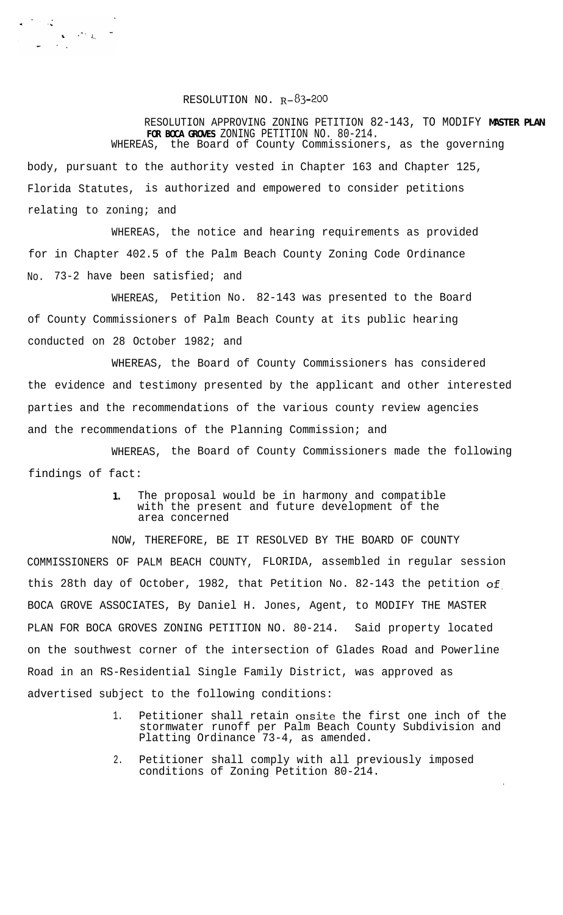RESOLUTION NO. R-83-200

RESOLUTION APPROVING ZONING PETITION 82-143, TO MODIFY **MASTER PLAN FOR BOCA GROVES** ZONING PETITION NO. 80-214.

WHEREAS, the Board of County Commissioners, as the governing body, pursuant to the authority vested in Chapter 163 and Chapter 125, Florida Statutes, is authorized and empowered to consider petitions relating to zoning; and

WHEREAS, the notice and hearing requirements as provided for in Chapter 402.5 of the Palm Beach County Zoning Code Ordinance No. 73-2 have been satisfied; and

WHEREAS, Petition No. 82-143 was presented to the Board of County Commissioners of Palm Beach County at its public hearing conducted on 28 October 1982; and

WHEREAS, the Board of County Commissioners has considered the evidence and testimony presented by the applicant and other interested parties and the recommendations of the various county review agencies and the recommendations of the Planning Commission; and

WHEREAS, the Board of County Commissioners made the following findings of fact:

1. The proposal would be in harmony and compatible with the present and future development of the area concerned

NOW, THEREFORE, BE IT RESOLVED BY THE BOARD OF COUNTY COMMISSIONERS OF PALM BEACH COUNTY, FLORIDA, assembled in regular session this 28th day of October, 1982, that Petition No. 82-143 the petition of BOCA GROVE ASSOCIATES, By Daniel H. Jones, Agent, to MODIFY THE MASTER PLAN FOR BOCA GROVES ZONING PETITION NO. 80-214. Said property located on the southwest corner of the intersection of Glades Road and Powerline Road in an RS-Residential Single Family District, was approved as advertised subject to the following conditions:

1. Petitioner shall retain onsite the first one inch of the stormwater runoff per Palm Beach County Subdivision and Platting Ordinance 73-4, as amended.
2. Petitioner shall comply with all previously imposed conditions of Zoning Petition 80-214.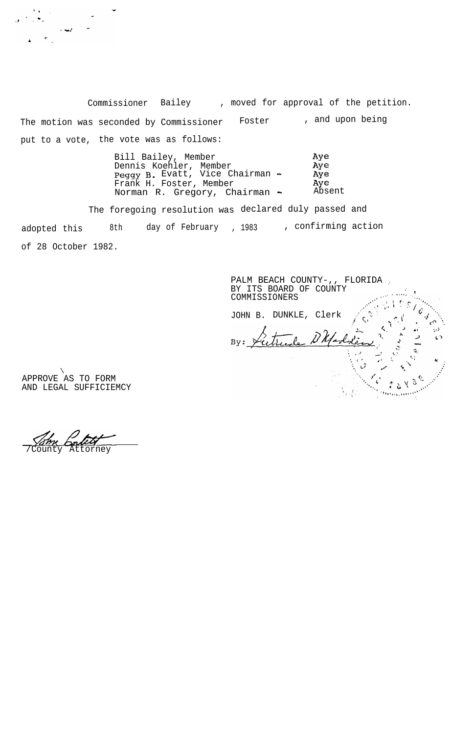Commissioner Bailey, moved for approval of the petition. The motion was seconded by Commissioner Foster, and upon being put to a vote, the vote was as follows:

| | |
|---|---|
| Bill Bailey, Member | Aye |
| Dennis Koehler, Member | Aye |
| Peggy B. Evatt, Vice Chairman - | Aye |
| Frank H. Foster, Member | Aye |
| Norman R. Gregory, Chairman - | Absent |

The foregoing resolution was declared duly passed and adopted this 8th day of February, 1983, confirming action of 28 October 1982.

PALM BEACH COUNTY, FLORIDA
BY ITS BOARD OF COUNTY COMMISSIONERS

JOHN B. DUNKLE, Clerk

By: Gertrude D Madden

APPROVE AS TO FORM
AND LEGAL SUFFICIEMCY

County Attorney